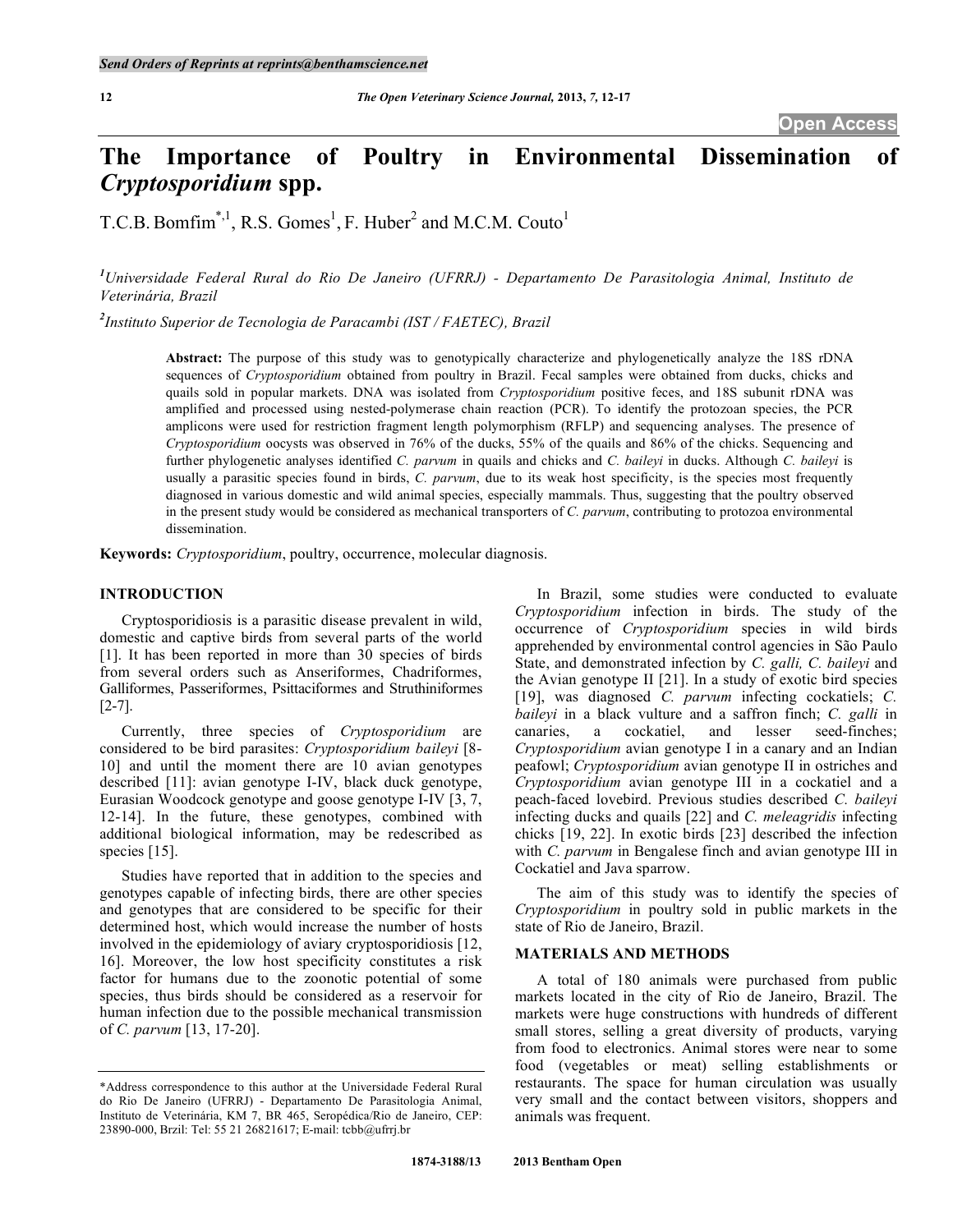Send Orders of Reprints at reprints@benthamscience.net

Open Access

# The Importance of Poultry in Environmental Dissemination of *Cryptosporidium* spp.

T.C.B. Bomfim*[,1], R.S. Gomes[1], F. Huber[2] and M.C.M. Couto[1]

[1]Universidade Federal Rural do Rio De Janeiro (UFRRJ) - Departamento De Parasitologia Animal, Instituto de Veterinária, Brazil

[2]Instituto Superior de Tecnologia de Paracambi (IST / FAETEC), Brazil

**Abstract:** The purpose of this study was to genotypically characterize and phylogenetically analyze the 18S rDNA sequences of *Cryptosporidium* obtained from poultry in Brazil. Fecal samples were obtained from ducks, chicks and quails sold in popular markets. DNA was isolated from *Cryptosporidium* positive feces, and 18S subunit rDNA was amplified and processed using nested-polymerase chain reaction (PCR). To identify the protozoan species, the PCR amplicons were used for restriction fragment length polymorphism (RFLP) and sequencing analyses. The presence of *Cryptosporidium* oocysts was observed in 76% of the ducks, 55% of the quails and 86% of the chicks. Sequencing and further phylogenetic analyses identified *C. parvum* in quails and chicks and *C. baileyi* in ducks. Although *C. baileyi* is usually a parasitic species found in birds, *C. parvum*, due to its weak host specificity, is the species most frequently diagnosed in various domestic and wild animal species, especially mammals. Thus, suggesting that the poultry observed in the present study would be considered as mechanical transporters of *C. parvum*, contributing to protozoa environmental dissemination.

**Keywords:** *Cryptosporidium*, poultry, occurrence, molecular diagnosis.

## INTRODUCTION

Cryptosporidiosis is a parasitic disease prevalent in wild, domestic and captive birds from several parts of the world [1]. It has been reported in more than 30 species of birds from several orders such as Anseriformes, Chadriformes, Galliformes, Passeriformes, Psittaciformes and Struthiniformes [2-7].

Currently, three species of *Cryptosporidium* are considered to be bird parasites: *Cryptosporidium baileyi* [8-10] and until the moment there are 10 avian genotypes described [11]: avian genotype I-IV, black duck genotype, Eurasian Woodcock genotype and goose genotype I-IV [3, 7, 12-14]. In the future, these genotypes, combined with additional biological information, may be redescribed as species [15].

Studies have reported that in addition to the species and genotypes capable of infecting birds, there are other species and genotypes that are considered to be specific for their determined host, which would increase the number of hosts involved in the epidemiology of aviary cryptosporidiosis [12, 16]. Moreover, the low host specificity constitutes a risk factor for humans due to the zoonotic potential of some species, thus birds should be considered as a reservoir for human infection due to the possible mechanical transmission of *C. parvum* [13, 17-20].

In Brazil, some studies were conducted to evaluate *Cryptosporidium* infection in birds. The study of the occurrence of *Cryptosporidium* species in wild birds apprehended by environmental control agencies in São Paulo State, and demonstrated infection by *C. galli, C. baileyi* and the Avian genotype II [21]. In a study of exotic bird species [19], was diagnosed *C. parvum* infecting cockatiels; *C. baileyi* in a black vulture and a saffron finch; *C. galli* in canaries, a cockatiel, and lesser seed-finches; *Cryptosporidium* avian genotype I in a canary and an Indian peafowl; *Cryptosporidium* avian genotype II in ostriches and *Cryptosporidium* avian genotype III in a cockatiel and a peach-faced lovebird. Previous studies described *C. baileyi* infecting ducks and quails [22] and *C. meleagridis* infecting chicks [19, 22]. In exotic birds [23] described the infection with *C. parvum* in Bengalese finch and avian genotype III in Cockatiel and Java sparrow.

The aim of this study was to identify the species of *Cryptosporidium* in poultry sold in public markets in the state of Rio de Janeiro, Brazil.

## MATERIALS AND METHODS

A total of 180 animals were purchased from public markets located in the city of Rio de Janeiro, Brazil. The markets were huge constructions with hundreds of different small stores, selling a great diversity of products, varying from food to electronics. Animal stores were near to some food (vegetables or meat) selling establishments or restaurants. The space for human circulation was usually very small and the contact between visitors, shoppers and animals was frequent.

*Address correspondence to this author at the Universidade Federal Rural do Rio De Janeiro (UFRRJ) - Departamento De Parasitologia Animal, Instituto de Veterinária, KM 7, BR 465, Seropédica/Rio de Janeiro, CEP: 23890-000, Brzil: Tel: 55 21 26821617; E-mail: tcbb@ufrrj.br

1874-3188/13 2013 Bentham Open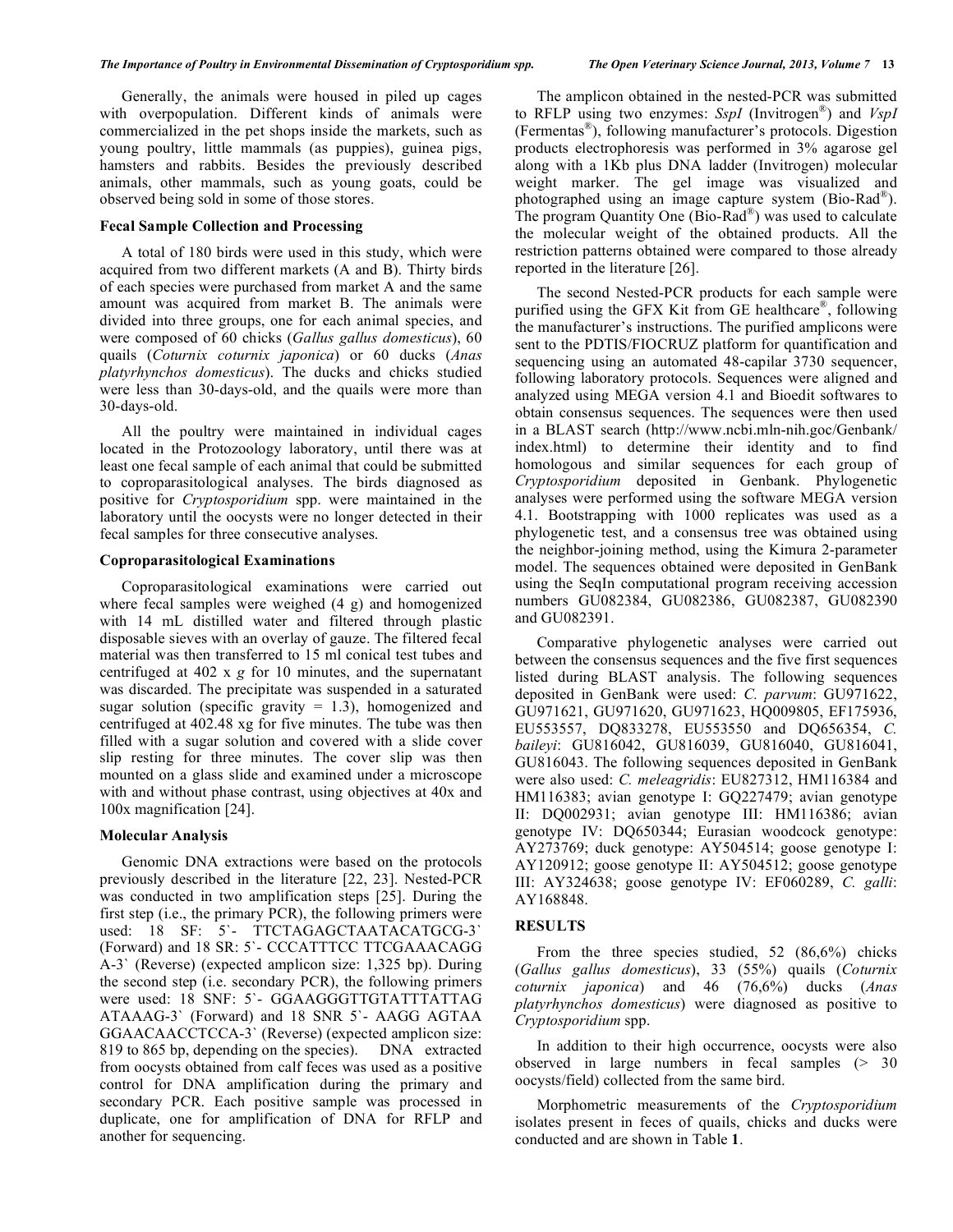Generally, the animals were housed in piled up cages with overpopulation. Different kinds of animals were commercialized in the pet shops inside the markets, such as young poultry, little mammals (as puppies), guinea pigs, hamsters and rabbits. Besides the previously described animals, other mammals, such as young goats, could be observed being sold in some of those stores.

### Fecal Sample Collection and Processing

A total of 180 birds were used in this study, which were acquired from two different markets (A and B). Thirty birds of each species were purchased from market A and the same amount was acquired from market B. The animals were divided into three groups, one for each animal species, and were composed of 60 chicks (*Gallus gallus domesticus*), 60 quails (*Coturnix coturnix japonica*) or 60 ducks (*Anas platyrhynchos domesticus*). The ducks and chicks studied were less than 30-days-old, and the quails were more than 30-days-old.

All the poultry were maintained in individual cages located in the Protozoology laboratory, until there was at least one fecal sample of each animal that could be submitted to coproparasitological analyses. The birds diagnosed as positive for *Cryptosporidium* spp. were maintained in the laboratory until the oocysts were no longer detected in their fecal samples for three consecutive analyses.

### Coproparasitological Examinations

Coproparasitological examinations were carried out where fecal samples were weighed (4 g) and homogenized with 14 mL distilled water and filtered through plastic disposable sieves with an overlay of gauze. The filtered fecal material was then transferred to 15 ml conical test tubes and centrifuged at 402 x *g* for 10 minutes, and the supernatant was discarded. The precipitate was suspended in a saturated sugar solution (specific gravity = 1.3), homogenized and centrifuged at 402.48 xg for five minutes. The tube was then filled with a sugar solution and covered with a slide cover slip resting for three minutes. The cover slip was then mounted on a glass slide and examined under a microscope with and without phase contrast, using objectives at 40x and 100x magnification [24].

### Molecular Analysis

Genomic DNA extractions were based on the protocols previously described in the literature [22, 23]. Nested-PCR was conducted in two amplification steps [25]. During the first step (i.e., the primary PCR), the following primers were used: 18 SF: 5`- TTCTAGAGCTAATACATGCG-3` (Forward) and 18 SR: 5`- CCCATTTCC TTCGAAACAGG A-3` (Reverse) (expected amplicon size: 1,325 bp). During the second step (i.e. secondary PCR), the following primers were used: 18 SNF: 5`- GGAAGGGTTGTATTTATTAG ATAAAG-3` (Forward) and 18 SNR 5`- AAGG AGTAA GGAACAACCTCCA-3` (Reverse) (expected amplicon size: 819 to 865 bp, depending on the species). DNA extracted from oocysts obtained from calf feces was used as a positive control for DNA amplification during the primary and secondary PCR. Each positive sample was processed in duplicate, one for amplification of DNA for RFLP and another for sequencing.

The amplicon obtained in the nested-PCR was submitted to RFLP using two enzymes: *SspI* (Invitrogen®) and *VspI* (Fermentas®), following manufacturer's protocols. Digestion products electrophoresis was performed in 3% agarose gel along with a 1Kb plus DNA ladder (Invitrogen) molecular weight marker. The gel image was visualized and photographed using an image capture system (Bio-Rad®). The program Quantity One (Bio-Rad®) was used to calculate the molecular weight of the obtained products. All the restriction patterns obtained were compared to those already reported in the literature [26].

The second Nested-PCR products for each sample were purified using the GFX Kit from GE healthcare®, following the manufacturer's instructions. The purified amplicons were sent to the PDTIS/FIOCRUZ platform for quantification and sequencing using an automated 48-capilar 3730 sequencer, following laboratory protocols. Sequences were aligned and analyzed using MEGA version 4.1 and Bioedit softwares to obtain consensus sequences. The sequences were then used in a BLAST search (http://www.ncbi.mln-nih.goc/Genbank/index.html) to determine their identity and to find homologous and similar sequences for each group of *Cryptosporidium* deposited in Genbank. Phylogenetic analyses were performed using the software MEGA version 4.1. Bootstrapping with 1000 replicates was used as a phylogenetic test, and a consensus tree was obtained using the neighbor-joining method, using the Kimura 2-parameter model. The sequences obtained were deposited in GenBank using the SeqIn computational program receiving accession numbers GU082384, GU082386, GU082387, GU082390 and GU082391.

Comparative phylogenetic analyses were carried out between the consensus sequences and the five first sequences listed during BLAST analysis. The following sequences deposited in GenBank were used: *C. parvum*: GU971622, GU971621, GU971620, GU971623, HQ009805, EF175936, EU553557, DQ833278, EU553550 and DQ656354, *C. baileyi*: GU816042, GU816039, GU816040, GU816041, GU816043. The following sequences deposited in GenBank were also used: *C. meleagridis*: EU827312, HM116384 and HM116383; avian genotype I: GQ227479; avian genotype II: DQ002931; avian genotype III: HM116386; avian genotype IV: DQ650344; Eurasian woodcock genotype: AY273769; duck genotype: AY504514; goose genotype I: AY120912; goose genotype II: AY504512; goose genotype III: AY324638; goose genotype IV: EF060289, *C. galli*: AY168848.

## RESULTS

From the three species studied, 52 (86,6%) chicks (*Gallus gallus domesticus*), 33 (55%) quails (*Coturnix coturnix japonica*) and 46 (76,6%) ducks (*Anas platyrhynchos domesticus*) were diagnosed as positive to *Cryptosporidium* spp.

In addition to their high occurrence, oocysts were also observed in large numbers in fecal samples (> 30 oocysts/field) collected from the same bird.

Morphometric measurements of the *Cryptosporidium* isolates present in feces of quails, chicks and ducks were conducted and are shown in Table **1**.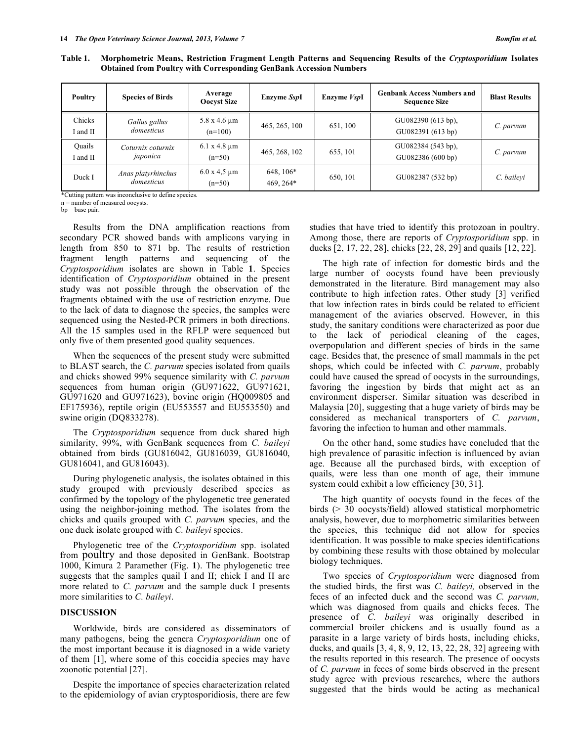**Table 1. Morphometric Means, Restriction Fragment Length Patterns and Sequencing Results of the *Cryptosporidium* Isolates Obtained from Poultry with Corresponding GenBank Accession Numbers**

| Poultry | Species of Birds | Average Oocyst Size | Enzyme *Ssp*I | Enzyme *Vsp*I | Genbank Access Numbers and Sequence Size | Blast Results |
|---|---|---|---|---|---|---|
| Chicks I and II | *Gallus gallus domesticus* | 5.8 x 4.6 µm (n=100) | 465, 265, 100 | 651, 100 | GU082390 (613 bp), GU082391 (613 bp) | *C. parvum* |
| Quails I and II | *Coturnix coturnix japonica* | 6.1 x 4.8 µm (n=50) | 465, 268, 102 | 655, 101 | GU082384 (543 bp), GU082386 (600 bp) | *C. parvum* |
| Duck I | *Anas platyrhinchus domesticus* | 6.0 x 4,5 µm (n=50) | 648, 106* 469, 264* | 650, 101 | GU082387 (532 bp) | *C. baileyi* |

*Cutting pattern was inconclusive to define species.
n = number of measured oocysts.
bp = base pair.

Results from the DNA amplification reactions from secondary PCR showed bands with amplicons varying in length from 850 to 871 bp. The results of restriction fragment length patterns and sequencing of the *Cryptosporidium* isolates are shown in Table **1**. Species identification of *Cryptosporidium* obtained in the present study was not possible through the observation of the fragments obtained with the use of restriction enzyme. Due to the lack of data to diagnose the species, the samples were sequenced using the Nested-PCR primers in both directions. All the 15 samples used in the RFLP were sequenced but only five of them presented good quality sequences.

When the sequences of the present study were submitted to BLAST search, the *C. parvum* species isolated from quails and chicks showed 99% sequence similarity with *C. parvum* sequences from human origin (GU971622, GU971621, GU971620 and GU971623), bovine origin (HQ009805 and EF175936), reptile origin (EU553557 and EU553550) and swine origin (DQ833278).

The *Cryptosporidium* sequence from duck shared high similarity, 99%, with GenBank sequences from *C. baileyi* obtained from birds (GU816042, GU816039, GU816040, GU816041, and GU816043).

During phylogenetic analysis, the isolates obtained in this study grouped with previously described species as confirmed by the topology of the phylogenetic tree generated using the neighbor-joining method. The isolates from the chicks and quails grouped with *C. parvum* species, and the one duck isolate grouped with *C. baileyi* species.

Phylogenetic tree of the *Cryptosporidium* spp. isolated from poultry and those deposited in GenBank. Bootstrap 1000, Kimura 2 Paramether (Fig. **1**). The phylogenetic tree suggests that the samples quail I and II; chick I and II are more related to *C. parvum* and the sample duck I presents more similarities to *C. baileyi*.

## DISCUSSION

Worldwide, birds are considered as disseminators of many pathogens, being the genera *Cryptosporidium* one of the most important because it is diagnosed in a wide variety of them [1], where some of this coccidia species may have zoonotic potential [27].

Despite the importance of species characterization related to the epidemiology of avian cryptosporidiosis, there are few studies that have tried to identify this protozoan in poultry. Among those, there are reports of *Cryptosporidium* spp. in ducks [2, 17, 22, 28], chicks [22, 28, 29] and quails [12, 22].

The high rate of infection for domestic birds and the large number of oocysts found have been previously demonstrated in the literature. Bird management may also contribute to high infection rates. Other study [3] verified that low infection rates in birds could be related to efficient management of the aviaries observed. However, in this study, the sanitary conditions were characterized as poor due to the lack of periodical cleaning of the cages, overpopulation and different species of birds in the same cage. Besides that, the presence of small mammals in the pet shops, which could be infected with *C. parvum*, probably could have caused the spread of oocysts in the surroundings, favoring the ingestion by birds that might act as an environment disperser. Similar situation was described in Malaysia [20], suggesting that a huge variety of birds may be considered as mechanical transporters of *C. parvum*, favoring the infection to human and other mammals.

On the other hand, some studies have concluded that the high prevalence of parasitic infection is influenced by avian age. Because all the purchased birds, with exception of quails, were less than one month of age, their immune system could exhibit a low efficiency [30, 31].

The high quantity of oocysts found in the feces of the birds (> 30 oocysts/field) allowed statistical morphometric analysis, however, due to morphometric similarities between the species, this technique did not allow for species identification. It was possible to make species identifications by combining these results with those obtained by molecular biology techniques.

Two species of *Cryptosporidium* were diagnosed from the studied birds, the first was *C. baileyi,* observed in the feces of an infected duck and the second was *C. parvum,* which was diagnosed from quails and chicks feces. The presence of *C. baileyi* was originally described in commercial broiler chickens and is usually found as a parasite in a large variety of birds hosts, including chicks, ducks, and quails [3, 4, 8, 9, 12, 13, 22, 28, 32] agreeing with the results reported in this research. The presence of oocysts of *C. parvum* in feces of some birds observed in the present study agree with previous researches, where the authors suggested that the birds would be acting as mechanical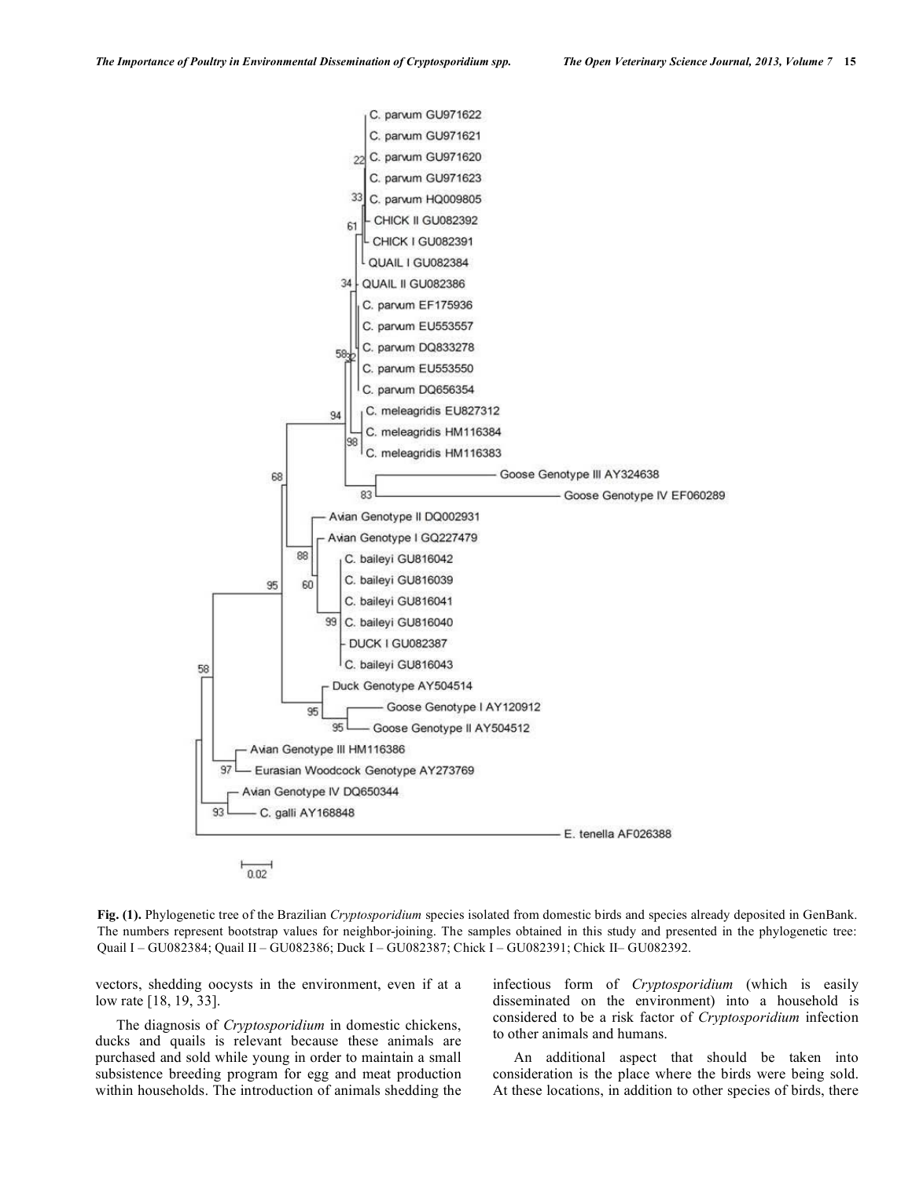**Fig. (1).** Phylogenetic tree of the Brazilian *Cryptosporidium* species isolated from domestic birds and species already deposited in GenBank. The numbers represent bootstrap values for neighbor-joining. The samples obtained in this study and presented in the phylogenetic tree: Quail I – GU082384; Quail II – GU082386; Duck I – GU082387; Chick I – GU082391; Chick II– GU082392.

vectors, shedding oocysts in the environment, even if at a low rate [18, 19, 33].

The diagnosis of *Cryptosporidium* in domestic chickens, ducks and quails is relevant because these animals are purchased and sold while young in order to maintain a small subsistence breeding program for egg and meat production within households. The introduction of animals shedding the infectious form of *Cryptosporidium* (which is easily disseminated on the environment) into a household is considered to be a risk factor of *Cryptosporidium* infection to other animals and humans.

An additional aspect that should be taken into consideration is the place where the birds were being sold. At these locations, in addition to other species of birds, there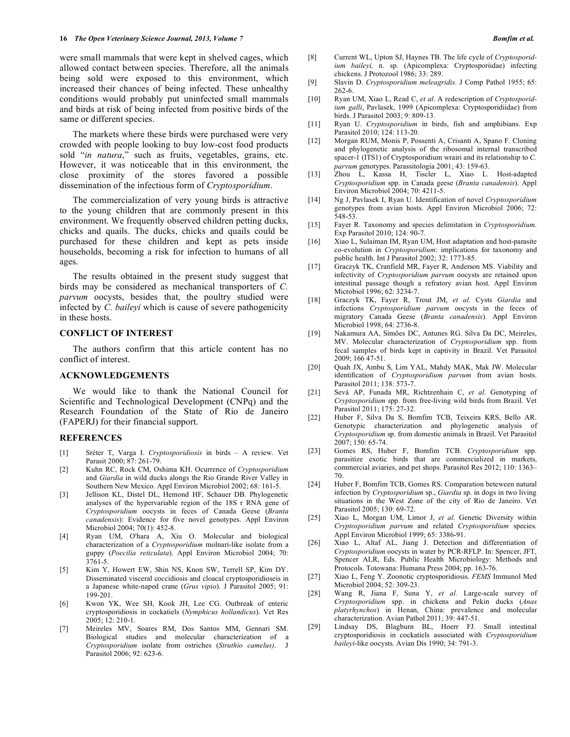were small mammals that were kept in shelved cages, which allowed contact between species. Therefore, all the animals being sold were exposed to this environment, which increased their chances of being infected. These unhealthy conditions would probably put uninfected small mammals and birds at risk of being infected from positive birds of the same or different species.

The markets where these birds were purchased were very crowded with people looking to buy low-cost food products sold "*in natura*," such as fruits, vegetables, grains, etc. However, it was noticeable that in this environment, the close proximity of the stores favored a possible dissemination of the infectious form of *Cryptosporidium*.

The commercialization of very young birds is attractive to the young children that are commonly present in this environment. We frequently observed children petting ducks, chicks and quails. The ducks, chicks and quails could be purchased for these children and kept as pets inside households, becoming a risk for infection to humans of all ages.

The results obtained in the present study suggest that birds may be considered as mechanical transporters of *C. parvum* oocysts, besides that, the poultry studied were infected by *C. baileyi* which is cause of severe pathogenicity in these hosts.

## CONFLICT OF INTEREST

The authors confirm that this article content has no conflict of interest.

## ACKNOWLEDGEMENTS

We would like to thank the National Council for Scientific and Technological Development (CNPq) and the Research Foundation of the State of Rio de Janeiro (FAPERJ) for their financial support.

## REFERENCES

[1] Sréter T, Varga I. *Cryptosporidiosis* in birds – A review. Vet Parasit 2000; 87: 261-79.

[2] Kuhn RC, Rock CM, Oshima KH. Ocurrence of *Cryptosporidium* and *Giardia* in wild ducks alongs the Rio Grande River Valley in Southern New Mexico. Appl Environ Microbiol 2002; 68: 161-5.

[3] Jellison KL, Distel DL, Hemond HF, Schauer DB. Phylogenetic analyses of the hypervariable region of the 18S r RNA gene of *Cryptosporidium* oocysts in feces of Canada Geese (*Branta canadensis*): Evidence for five novel genotypes. Appl Environ Microbiol 2004; 70(1): 452-8.

[4] Ryan UM, O'hara A, Xiu O. Molecular and biological characterization of a *Cryptosporidium* molnari-like isolate from a guppy (*Poecilia reticulata*). Appl Environ Microbiol 2004; 70: 3761-5.

[5] Kim Y, Howert EW, Shin NS, Knon SW, Terrell SP, Kim DY. Disseminated visceral coccidiosis and cloacal cryptosporidioseis in a Japanese white-naped crane (*Grus vipio*). J Parasitol 2005; 91: 199-201.

[6] Kwon YK, Wee SH, Kook JH, Lee CG. Outbreak of enteric cryptosporidiosis in cockatiels (*Nymphicus hollandicus*). Vet Res 2005; 12: 210-1.

[7] Meireles MV, Soares RM, Dos Santos MM, Gennari SM. Biological studies and molecular characterization of a *Cryptosporidium* isolate from ostriches (*Struthio camelus)*. J Parasitol 2006; 92: 623-6.

[8] Current WL, Upton SJ, Haynes TB. The life cycle of *Cryptosporidium baileyi,* n. sp. (Apicomplexa: Cryptosporiidae) infecting chickens. J Protozool 1986; 33: 289.

[9] Slavin D. *Cryptosporidium meleagridis*. J Comp Pathol 1955; 65: 262-6.

[10] Ryan UM, Xiao L, Read C, *et al*. A redescription of *Cryptosporidium galli*, Pavlasek, 1999 (Apicomplexa: Cryptosporidiidae) from birds. J Parasitol 2003; 9: 809-13.

[11] Ryan U. *Cryptosporidium* in birds, fish and amphibians. Exp Parasitol 2010; 124: 113-20.

[12] Morgan RUM, Monis P, Possenti A, Crisanti A, Spano F. Cloning and phylogenetic analysis of the ribosomal internal transcribed spacer-1 (ITS1) of Cryptosporidium wrairi and its relationship to *C. parvum* genotypes. Parassitologia 2001; 43: 159-63.

[13] Zhou L, Kassa H, Tiscler L, Xiao L. Host-adapted *Cryptosporidium* spp. in Canada geese (*Branta canadensis*). Appl Environ Microbiol 2004; 70: 4211-5.

[14] Ng J, Pavlasek I, Ryan U. Identification of novel *Cryptosporidium* genotypes from avian hosts. Appl Environ Microbiol 2006; 72: 548-53.

[15] Fayer R. Taxonomy and species delimitation in *Cryptosporidium*. Exp Parasitol 2010; 124: 90-7.

[16] Xiao L, Sulaiman IM, Ryan UM, Host adaptation and host-parasite co-evolution in *Cryptosporidium*: implications for taxonomy and public health. Int J Parasitol 2002; 32: 1773-85.

[17] Graczyk TK, Cranfield MR, Fayer R, Anderson MS. Viability and infectivity of *Cryptosporidium parvum* oocysts are retained upon intestinal passage though a refratory avian host. Appl Environ Microbiol 1996; 62: 3234-7.

[18] Graczyk TK, Fayer R, Trout JM, *et al.* Cysts *Giardia* and infections *Cryptosporidium parvum* oocysts in the feces of migratory Canada Geese (*Branta canadensis*). Appl Environ Microbiol 1998; 64: 2736-8.

[19] Nakamura AA, Simões DC, Antunes RG. Silva Da DC, Meireles, MV. Molecular characterization of *Cryptosporidium* spp. from fecal samples of birds kept in captivity in Brazil. Vet Parasitol 2009; 166 47-51.

[20] Quah JX, Ambu S, Lim YAL, Mahdy MAK, Mak JW. Molecular identification of *Cryptosporidium parvum* from avian hosts. Parasitol 2011; 138: 573-7.

[21] Sevá AP, Funada MR, Richtzenhain C, *et al*. Genotyping of *Cryptosporidium* spp. from free-living wild birds from Brazil. Vet Parasitol 2011; 175: 27-32.

[22] Huber F, Silva Da S, Bomfim TCB, Teixeira KRS, Bello AR. Genotypic characterization and phylogenetic analysis of *Cryptosporidium* sp. from domestic animals in Brazil. Vet Parasitol 2007; 150: 65-74.

[23] Gomes RS, Huber F, Bomfim TCB. *Cryptosporidium* spp. parasitize exotic birds that are commercialized in markets, commercial aviaries, and pet shops. Parasitol Res 2012; 110: 1363–70.

[24] Huber F, Bomfim TCB, Gomes RS. Comparation beteween natural infection by *Cryptosporidium* sp., *Giardia* sp. in dogs in two living situations in the West Zone of the city of Rio de Janeiro. Vet Parasitol 2005; 130: 69-72.

[25] Xiao L, Morgan UM, Limor J, *et al*. Genetic Diversity within *Cryptosporidium parvum* and related *Cryptosporidium* species. Appl Environ Microbiol 1999; 65: 3386-91.

[26] Xiao L, Altaf AL, Jiang J. Detection and differentiation of *Cryptosporidium* oocysts in water by PCR-RFLP. In: Spencer, JFT, Spencer ALR, Eds. Public Health Microbiology: Methods and Protocols. Totowana: Humana Press 2004; pp. 163-76.

[27] Xiao L, Feng Y. Zoonotic cryptosporidiosis. *FEMS* Immunol Med Microbiol 2004; 52: 309-23.

[28] Wang R, Jiana F, Suna Y, *et al.* Large-scale survey of *Cryptosporidium* spp. in chickens and Pekin ducks (*Anas platyrhynchos*) in Henan, China: prevalence and molecular characterization. Avian Pathol 2011; 39: 447-51.

[29] Lindsay DS, Blagburn BL, Hoerr FJ. Small intestinal cryptosporidiosis in cockatiels associated with *Cryptosporidium baileyi*-like oocysts. Avian Dis 1990; 34: 791-3.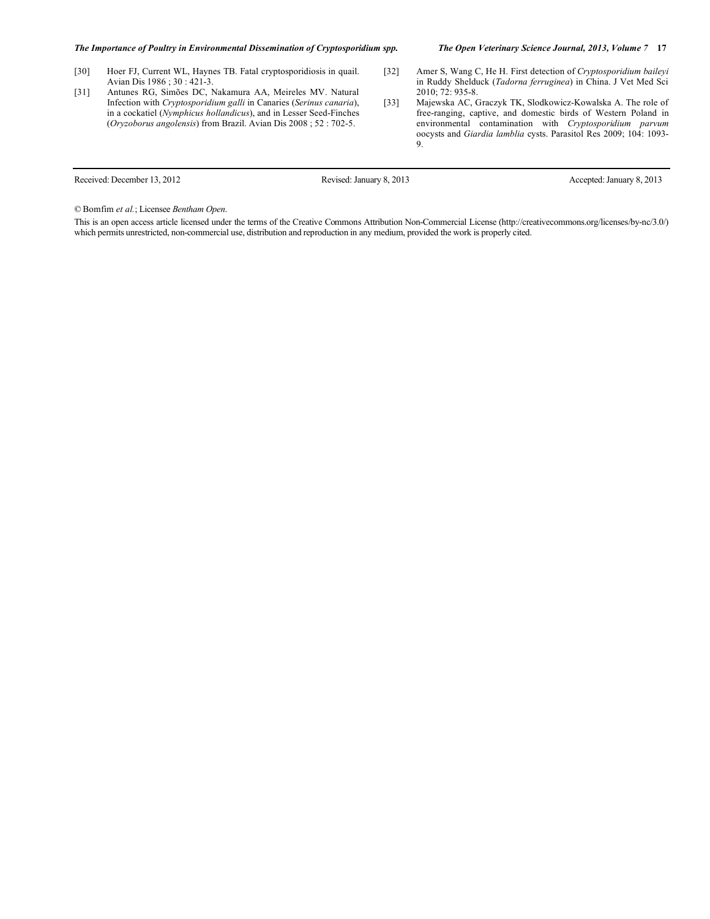[30] Hoer FJ, Current WL, Haynes TB. Fatal cryptosporidiosis in quail. Avian Dis 1986 ; 30 : 421-3.

[31] Antunes RG, Simões DC, Nakamura AA, Meireles MV. Natural Infection with *Cryptosporidium galli* in Canaries (*Serinus canaria*), in a cockatiel (*Nymphicus hollandicus*), and in Lesser Seed-Finches (*Oryzoborus angolensis*) from Brazil. Avian Dis 2008 ; 52 : 702-5.

[32] Amer S, Wang C, He H. First detection of *Cryptosporidium baileyi* in Ruddy Shelduck (*Tadorna ferruginea*) in China. J Vet Med Sci 2010; 72: 935-8.

[33] Majewska AC, Graczyk TK, Slodkowicz-Kowalska A. The role of free-ranging, captive, and domestic birds of Western Poland in environmental contamination with *Cryptosporidium parvum* oocysts and *Giardia lamblia* cysts. Parasitol Res 2009; 104: 1093-9.

---

Received: December 13, 2012 | Revised: January 8, 2013 | Accepted: January 8, 2013

© Bomfim *et al.*; Licensee *Bentham Open*.

This is an open access article licensed under the terms of the Creative Commons Attribution Non-Commercial License (http://creativecommons.org/licenses/by-nc/3.0/) which permits unrestricted, non-commercial use, distribution and reproduction in any medium, provided the work is properly cited.